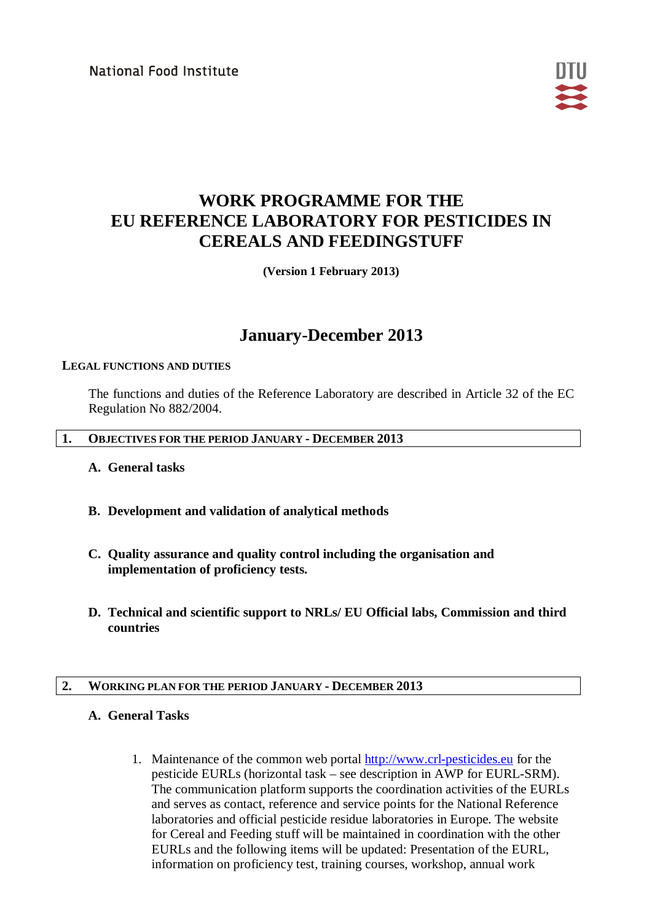National Food Institute

# WORK PROGRAMME FOR THE EU REFERENCE LABORATORY FOR PESTICIDES IN CEREALS AND FEEDINGSTUFF

**(Version 1 February 2013)**

## January-December 2013

### LEGAL FUNCTIONS AND DUTIES

The functions and duties of the Reference Laboratory are described in Article 32 of the EC Regulation No 882/2004.

## 1. OBJECTIVES FOR THE PERIOD JANUARY - DECEMBER 2013

**A. General tasks**

**B. Development and validation of analytical methods**

**C. Quality assurance and quality control including the organisation and implementation of proficiency tests.**

**D. Technical and scientific support to NRLs/ EU Official labs, Commission and third countries**

## 2. WORKING PLAN FOR THE PERIOD JANUARY - DECEMBER 2013

### A. General Tasks

1. Maintenance of the common web portal http://www.crl-pesticides.eu for the pesticide EURLs (horizontal task – see description in AWP for EURL-SRM). The communication platform supports the coordination activities of the EURLs and serves as contact, reference and service points for the National Reference laboratories and official pesticide residue laboratories in Europe. The website for Cereal and Feeding stuff will be maintained in coordination with the other EURLs and the following items will be updated: Presentation of the EURL, information on proficiency test, training courses, workshop, annual work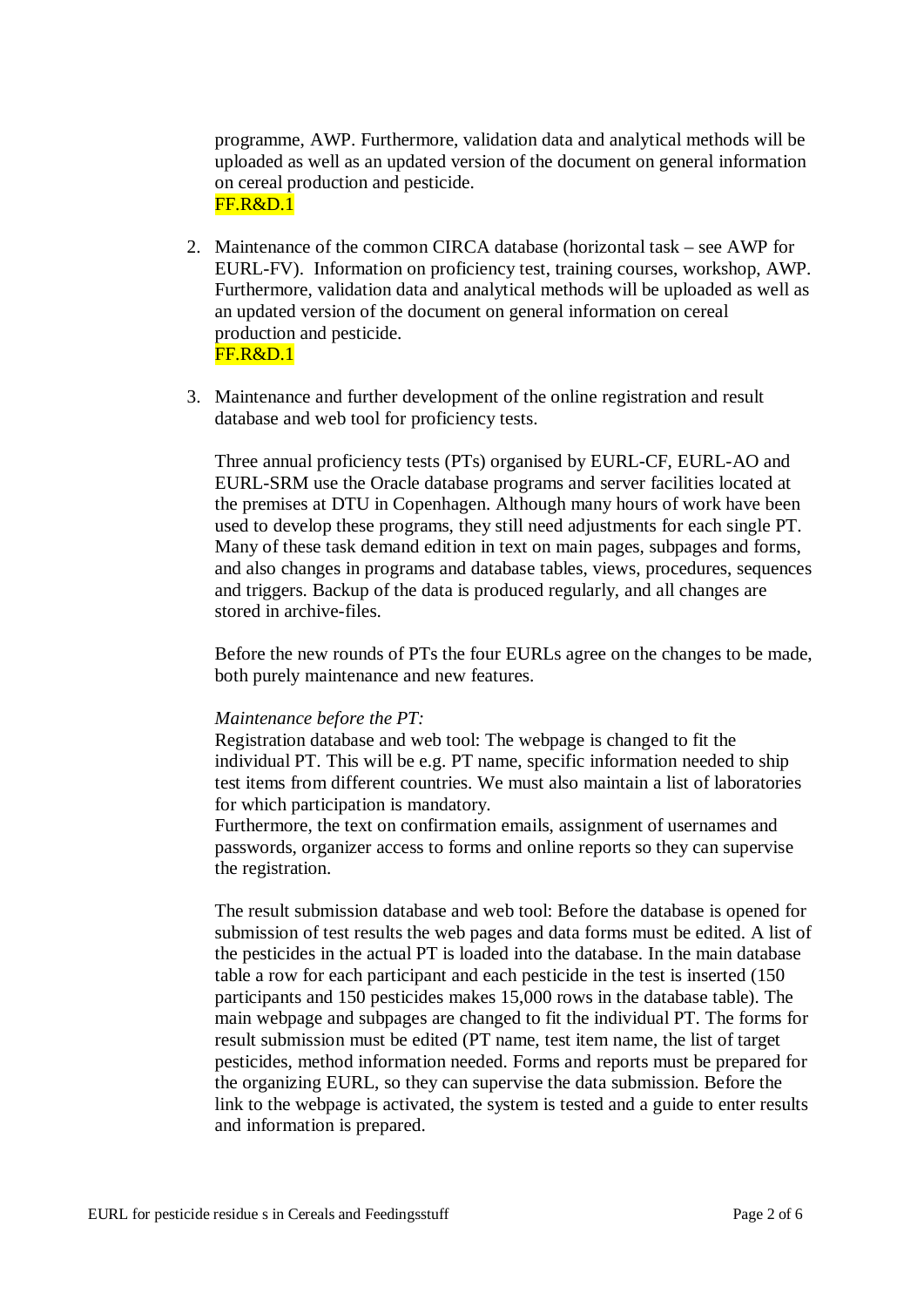programme, AWP. Furthermore, validation data and analytical methods will be uploaded as well as an updated version of the document on general information on cereal production and pesticide.
FF.R&D.1

2. Maintenance of the common CIRCA database (horizontal task – see AWP for EURL-FV). Information on proficiency test, training courses, workshop, AWP. Furthermore, validation data and analytical methods will be uploaded as well as an updated version of the document on general information on cereal production and pesticide.
FF.R&D.1

3. Maintenance and further development of the online registration and result database and web tool for proficiency tests.

   Three annual proficiency tests (PTs) organised by EURL-CF, EURL-AO and EURL-SRM use the Oracle database programs and server facilities located at the premises at DTU in Copenhagen. Although many hours of work have been used to develop these programs, they still need adjustments for each single PT. Many of these task demand edition in text on main pages, subpages and forms, and also changes in programs and database tables, views, procedures, sequences and triggers. Backup of the data is produced regularly, and all changes are stored in archive-files.

   Before the new rounds of PTs the four EURLs agree on the changes to be made, both purely maintenance and new features.

   *Maintenance before the PT:*
   Registration database and web tool: The webpage is changed to fit the individual PT. This will be e.g. PT name, specific information needed to ship test items from different countries. We must also maintain a list of laboratories for which participation is mandatory.
   Furthermore, the text on confirmation emails, assignment of usernames and passwords, organizer access to forms and online reports so they can supervise the registration.

   The result submission database and web tool: Before the database is opened for submission of test results the web pages and data forms must be edited. A list of the pesticides in the actual PT is loaded into the database. In the main database table a row for each participant and each pesticide in the test is inserted (150 participants and 150 pesticides makes 15,000 rows in the database table). The main webpage and subpages are changed to fit the individual PT. The forms for result submission must be edited (PT name, test item name, the list of target pesticides, method information needed. Forms and reports must be prepared for the organizing EURL, so they can supervise the data submission. Before the link to the webpage is activated, the system is tested and a guide to enter results and information is prepared.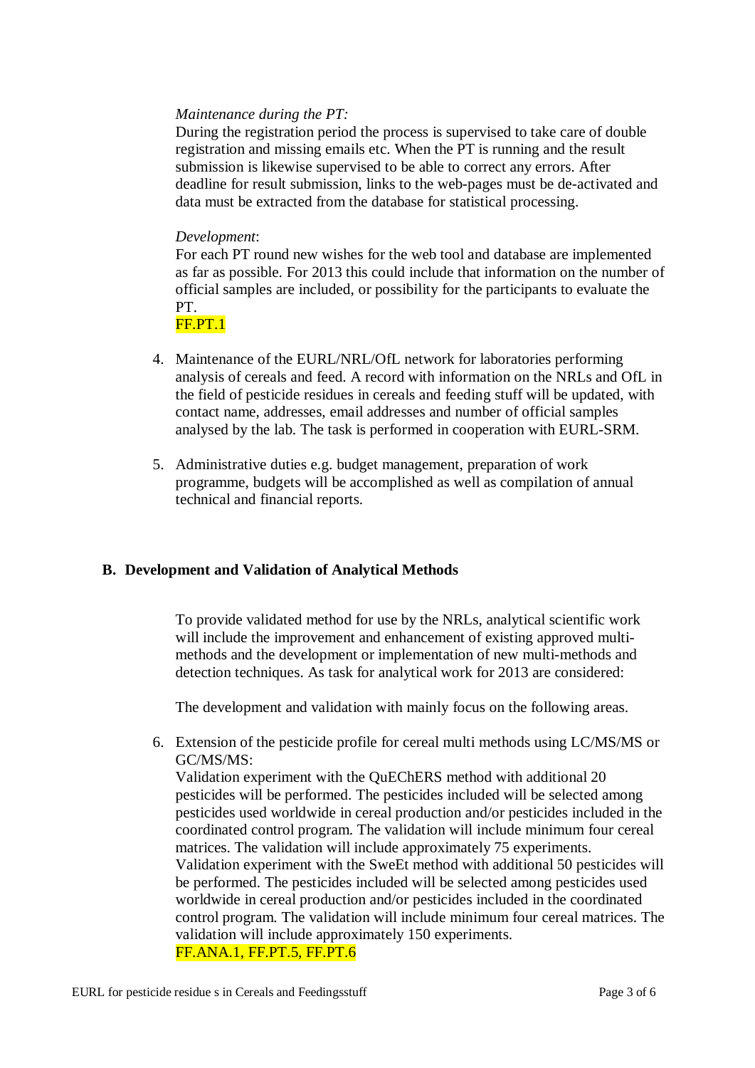*Maintenance during the PT:*
During the registration period the process is supervised to take care of double registration and missing emails etc. When the PT is running and the result submission is likewise supervised to be able to correct any errors. After deadline for result submission, links to the web-pages must be de-activated and data must be extracted from the database for statistical processing.

*Development*:
For each PT round new wishes for the web tool and database are implemented as far as possible. For 2013 this could include that information on the number of official samples are included, or possibility for the participants to evaluate the PT.
FF.PT.1

4. Maintenance of the EURL/NRL/OfL network for laboratories performing analysis of cereals and feed. A record with information on the NRLs and OfL in the field of pesticide residues in cereals and feeding stuff will be updated, with contact name, addresses, email addresses and number of official samples analysed by the lab. The task is performed in cooperation with EURL-SRM.

5. Administrative duties e.g. budget management, preparation of work programme, budgets will be accomplished as well as compilation of annual technical and financial reports.

## B. Development and Validation of Analytical Methods

To provide validated method for use by the NRLs, analytical scientific work will include the improvement and enhancement of existing approved multi-methods and the development or implementation of new multi-methods and detection techniques. As task for analytical work for 2013 are considered:

The development and validation with mainly focus on the following areas.

6. Extension of the pesticide profile for cereal multi methods using LC/MS/MS or GC/MS/MS:
Validation experiment with the QuEChERS method with additional 20 pesticides will be performed. The pesticides included will be selected among pesticides used worldwide in cereal production and/or pesticides included in the coordinated control program. The validation will include minimum four cereal matrices. The validation will include approximately 75 experiments.
Validation experiment with the SweEt method with additional 50 pesticides will be performed. The pesticides included will be selected among pesticides used worldwide in cereal production and/or pesticides included in the coordinated control program. The validation will include minimum four cereal matrices. The validation will include approximately 150 experiments.
FF.ANA.1, FF.PT.5, FF.PT.6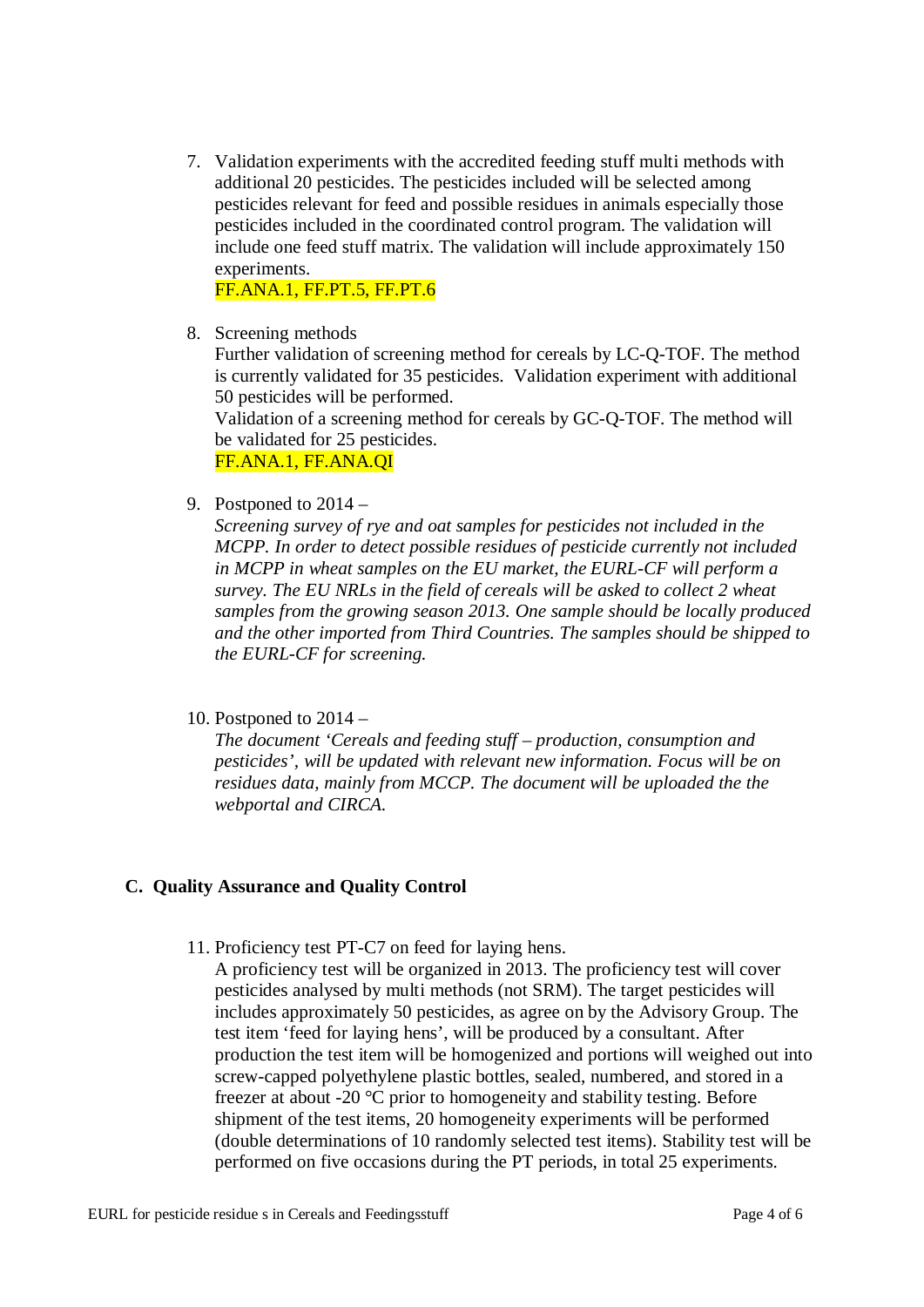7. Validation experiments with the accredited feeding stuff multi methods with additional 20 pesticides. The pesticides included will be selected among pesticides relevant for feed and possible residues in animals especially those pesticides included in the coordinated control program. The validation will include one feed stuff matrix. The validation will include approximately 150 experiments.
   FF.ANA.1, FF.PT.5, FF.PT.6

8. Screening methods
   Further validation of screening method for cereals by LC-Q-TOF. The method is currently validated for 35 pesticides. Validation experiment with additional 50 pesticides will be performed.
   Validation of a screening method for cereals by GC-Q-TOF. The method will be validated for 25 pesticides.
   FF.ANA.1, FF.ANA.QI

9. Postponed to 2014 –
   *Screening survey of rye and oat samples for pesticides not included in the MCPP. In order to detect possible residues of pesticide currently not included in MCPP in wheat samples on the EU market, the EURL-CF will perform a survey. The EU NRLs in the field of cereals will be asked to collect 2 wheat samples from the growing season 2013. One sample should be locally produced and the other imported from Third Countries. The samples should be shipped to the EURL-CF for screening.*

10. Postponed to 2014 –
    *The document 'Cereals and feeding stuff – production, consumption and pesticides', will be updated with relevant new information. Focus will be on residues data, mainly from MCCP. The document will be uploaded the the webportal and CIRCA.*

## C. Quality Assurance and Quality Control

11. Proficiency test PT-C7 on feed for laying hens.
    A proficiency test will be organized in 2013. The proficiency test will cover pesticides analysed by multi methods (not SRM). The target pesticides will includes approximately 50 pesticides, as agree on by the Advisory Group. The test item 'feed for laying hens', will be produced by a consultant. After production the test item will be homogenized and portions will weighed out into screw-capped polyethylene plastic bottles, sealed, numbered, and stored in a freezer at about -20 °C prior to homogeneity and stability testing. Before shipment of the test items, 20 homogeneity experiments will be performed (double determinations of 10 randomly selected test items). Stability test will be performed on five occasions during the PT periods, in total 25 experiments.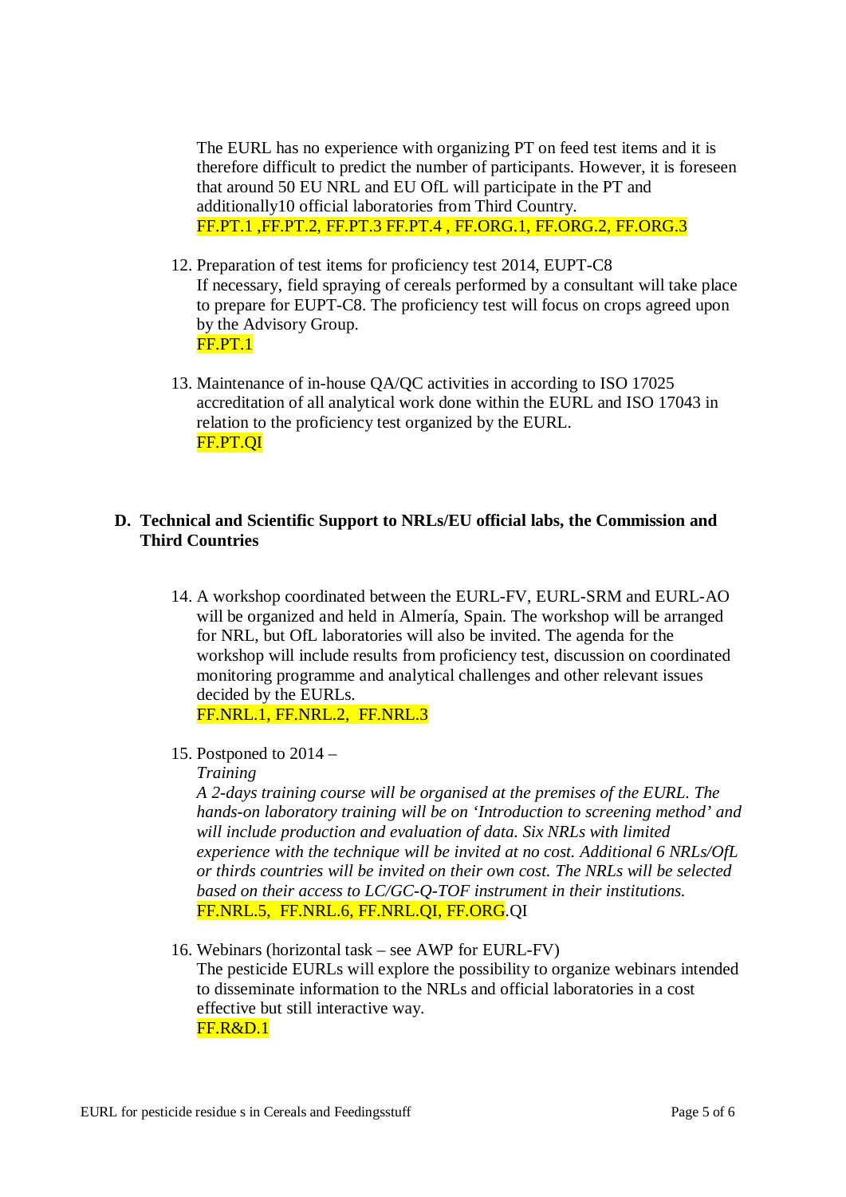The EURL has no experience with organizing PT on feed test items and it is therefore difficult to predict the number of participants. However, it is foreseen that around 50 EU NRL and EU OfL will participate in the PT and additionally10 official laboratories from Third Country.
FF.PT.1 ,FF.PT.2, FF.PT.3 FF.PT.4 , FF.ORG.1, FF.ORG.2, FF.ORG.3

12. Preparation of test items for proficiency test 2014, EUPT-C8
    If necessary, field spraying of cereals performed by a consultant will take place to prepare for EUPT-C8. The proficiency test will focus on crops agreed upon by the Advisory Group.
    FF.PT.1

13. Maintenance of in-house QA/QC activities in according to ISO 17025 accreditation of all analytical work done within the EURL and ISO 17043 in relation to the proficiency test organized by the EURL.
    FF.PT.QI

**D. Technical and Scientific Support to NRLs/EU official labs, the Commission and Third Countries**

14. A workshop coordinated between the EURL-FV, EURL-SRM and EURL-AO will be organized and held in Almería, Spain. The workshop will be arranged for NRL, but OfL laboratories will also be invited. The agenda for the workshop will include results from proficiency test, discussion on coordinated monitoring programme and analytical challenges and other relevant issues decided by the EURLs.
    FF.NRL.1, FF.NRL.2, FF.NRL.3

15. Postponed to 2014 –
    *Training*
    *A 2-days training course will be organised at the premises of the EURL. The hands-on laboratory training will be on 'Introduction to screening method' and will include production and evaluation of data. Six NRLs with limited experience with the technique will be invited at no cost. Additional 6 NRLs/OfL or thirds countries will be invited on their own cost. The NRLs will be selected based on their access to LC/GC-Q-TOF instrument in their institutions.*
    FF.NRL.5, FF.NRL.6, FF.NRL.QI, FF.ORG.QI

16. Webinars (horizontal task – see AWP for EURL-FV)
    The pesticide EURLs will explore the possibility to organize webinars intended to disseminate information to the NRLs and official laboratories in a cost effective but still interactive way.
    FF.R&D.1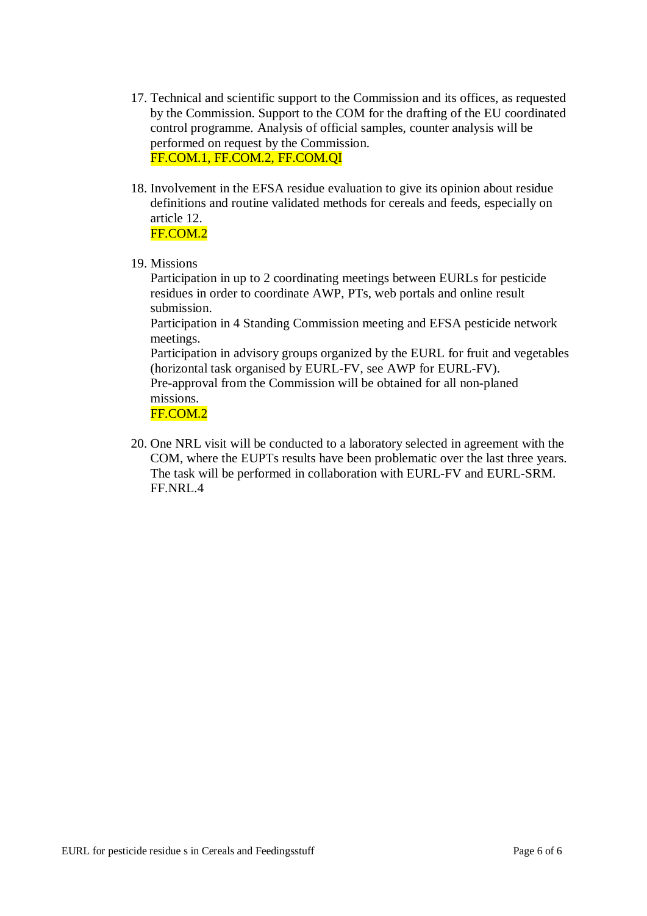17. Technical and scientific support to the Commission and its offices, as requested by the Commission. Support to the COM for the drafting of the EU coordinated control programme. Analysis of official samples, counter analysis will be performed on request by the Commission.
    FF.COM.1, FF.COM.2, FF.COM.QI

18. Involvement in the EFSA residue evaluation to give its opinion about residue definitions and routine validated methods for cereals and feeds, especially on article 12.
    FF.COM.2

19. Missions
    Participation in up to 2 coordinating meetings between EURLs for pesticide residues in order to coordinate AWP, PTs, web portals and online result submission.
    Participation in 4 Standing Commission meeting and EFSA pesticide network meetings.
    Participation in advisory groups organized by the EURL for fruit and vegetables (horizontal task organised by EURL-FV, see AWP for EURL-FV).
    Pre-approval from the Commission will be obtained for all non-planed missions.
    FF.COM.2

20. One NRL visit will be conducted to a laboratory selected in agreement with the COM, where the EUPTs results have been problematic over the last three years. The task will be performed in collaboration with EURL-FV and EURL-SRM.
    FF.NRL.4